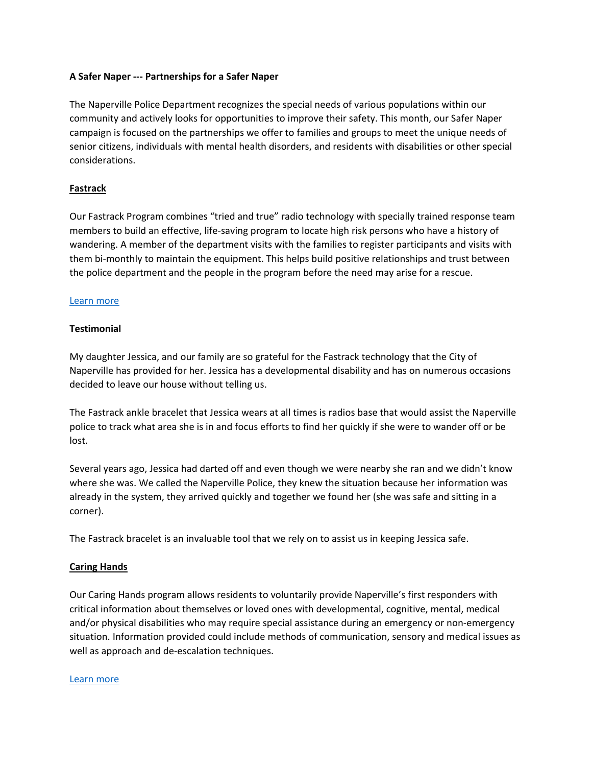**A Safer Naper --- Partnerships for a Safer Naper**

The Naperville Police Department recognizes the special needs of various populations within our community and actively looks for opportunities to improve their safety. This month, our Safer Naper campaign is focused on the partnerships we offer to families and groups to meet the unique needs of senior citizens, individuals with mental health disorders, and residents with disabilities or other special considerations.

**Fastrack**

Our Fastrack Program combines "tried and true" radio technology with specially trained response team members to build an effective, life-saving program to locate high risk persons who have a history of wandering. A member of the department visits with the families to register participants and visits with them bi-monthly to maintain the equipment. This helps build positive relationships and trust between the police department and the people in the program before the need may arise for a rescue.

Learn more

**Testimonial**

My daughter Jessica, and our family are so grateful for the Fastrack technology that the City of Naperville has provided for her. Jessica has a developmental disability and has on numerous occasions decided to leave our house without telling us.

The Fastrack ankle bracelet that Jessica wears at all times is radios base that would assist the Naperville police to track what area she is in and focus efforts to find her quickly if she were to wander off or be lost.

Several years ago, Jessica had darted off and even though we were nearby she ran and we didn't know where she was. We called the Naperville Police, they knew the situation because her information was already in the system, they arrived quickly and together we found her (she was safe and sitting in a corner).

The Fastrack bracelet is an invaluable tool that we rely on to assist us in keeping Jessica safe.

**Caring Hands**

Our Caring Hands program allows residents to voluntarily provide Naperville's first responders with critical information about themselves or loved ones with developmental, cognitive, mental, medical and/or physical disabilities who may require special assistance during an emergency or non-emergency situation. Information provided could include methods of communication, sensory and medical issues as well as approach and de-escalation techniques.

Learn more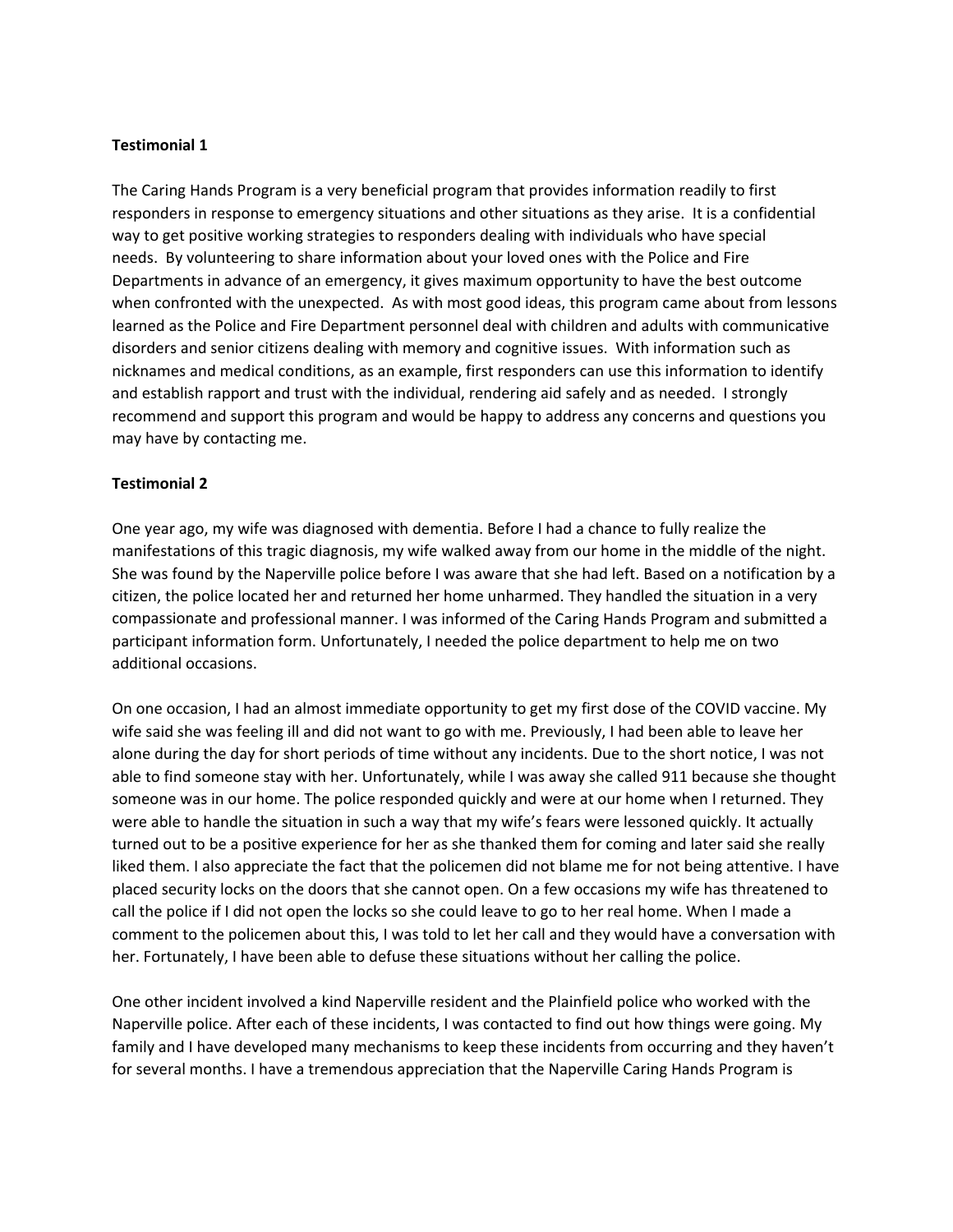**Testimonial 1**

The Caring Hands Program is a very beneficial program that provides information readily to first responders in response to emergency situations and other situations as they arise. It is a confidential way to get positive working strategies to responders dealing with individuals who have special needs. By volunteering to share information about your loved ones with the Police and Fire Departments in advance of an emergency, it gives maximum opportunity to have the best outcome when confronted with the unexpected. As with most good ideas, this program came about from lessons learned as the Police and Fire Department personnel deal with children and adults with communicative disorders and senior citizens dealing with memory and cognitive issues. With information such as nicknames and medical conditions, as an example, first responders can use this information to identify and establish rapport and trust with the individual, rendering aid safely and as needed. I strongly recommend and support this program and would be happy to address any concerns and questions you may have by contacting me.

**Testimonial 2**

One year ago, my wife was diagnosed with dementia. Before I had a chance to fully realize the manifestations of this tragic diagnosis, my wife walked away from our home in the middle of the night. She was found by the Naperville police before I was aware that she had left. Based on a notification by a citizen, the police located her and returned her home unharmed. They handled the situation in a very compassionate and professional manner. I was informed of the Caring Hands Program and submitted a participant information form. Unfortunately, I needed the police department to help me on two additional occasions.

On one occasion, I had an almost immediate opportunity to get my first dose of the COVID vaccine. My wife said she was feeling ill and did not want to go with me. Previously, I had been able to leave her alone during the day for short periods of time without any incidents. Due to the short notice, I was not able to find someone stay with her. Unfortunately, while I was away she called 911 because she thought someone was in our home. The police responded quickly and were at our home when I returned. They were able to handle the situation in such a way that my wife's fears were lessoned quickly. It actually turned out to be a positive experience for her as she thanked them for coming and later said she really liked them. I also appreciate the fact that the policemen did not blame me for not being attentive. I have placed security locks on the doors that she cannot open. On a few occasions my wife has threatened to call the police if I did not open the locks so she could leave to go to her real home. When I made a comment to the policemen about this, I was told to let her call and they would have a conversation with her. Fortunately, I have been able to defuse these situations without her calling the police.

One other incident involved a kind Naperville resident and the Plainfield police who worked with the Naperville police. After each of these incidents, I was contacted to find out how things were going. My family and I have developed many mechanisms to keep these incidents from occurring and they haven't for several months. I have a tremendous appreciation that the Naperville Caring Hands Program is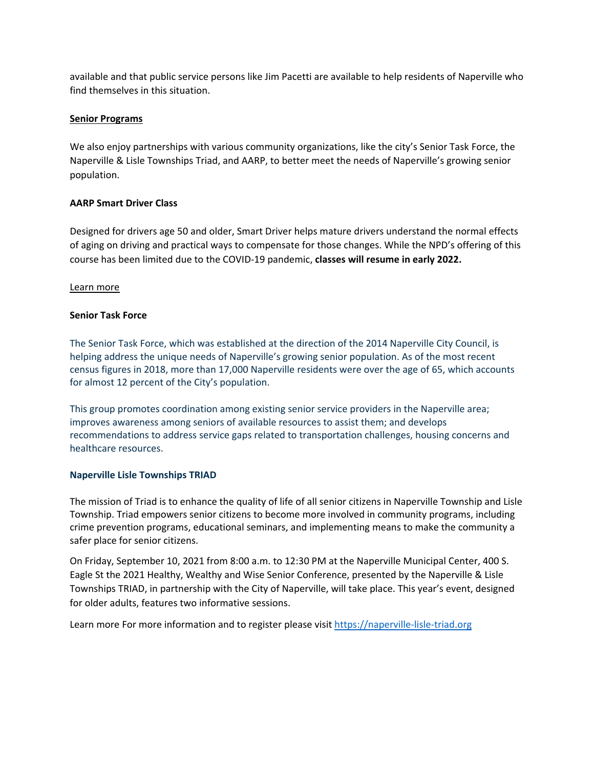available and that public service persons like Jim Pacetti are available to help residents of Naperville who find themselves in this situation.

## Senior Programs

We also enjoy partnerships with various community organizations, like the city's Senior Task Force, the Naperville & Lisle Townships Triad, and AARP, to better meet the needs of Naperville's growing senior population.

### AARP Smart Driver Class

Designed for drivers age 50 and older, Smart Driver helps mature drivers understand the normal effects of aging on driving and practical ways to compensate for those changes. While the NPD's offering of this course has been limited due to the COVID-19 pandemic, **classes will resume in early 2022.**

Learn more

### Senior Task Force

The Senior Task Force, which was established at the direction of the 2014 Naperville City Council, is helping address the unique needs of Naperville's growing senior population. As of the most recent census figures in 2018, more than 17,000 Naperville residents were over the age of 65, which accounts for almost 12 percent of the City's population.

This group promotes coordination among existing senior service providers in the Naperville area; improves awareness among seniors of available resources to assist them; and develops recommendations to address service gaps related to transportation challenges, housing concerns and healthcare resources.

### Naperville Lisle Townships TRIAD

The mission of Triad is to enhance the quality of life of all senior citizens in Naperville Township and Lisle Township. Triad empowers senior citizens to become more involved in community programs, including crime prevention programs, educational seminars, and implementing means to make the community a safer place for senior citizens.

On Friday, September 10, 2021 from 8:00 a.m. to 12:30 PM at the Naperville Municipal Center, 400 S. Eagle St the 2021 Healthy, Wealthy and Wise Senior Conference, presented by the Naperville & Lisle Townships TRIAD, in partnership with the City of Naperville, will take place. This year's event, designed for older adults, features two informative sessions.

Learn more For more information and to register please visit https://naperville-lisle-triad.org